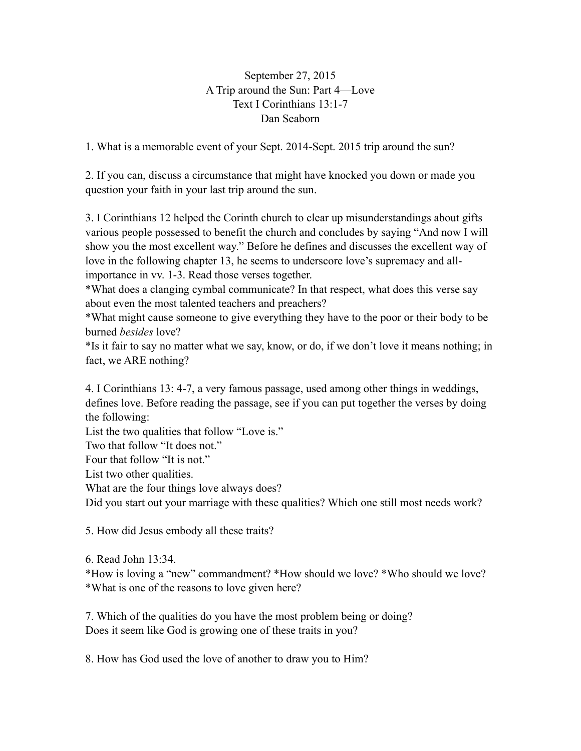# September 27, 2015
## A Trip around the Sun: Part 4—Love
### Text I Corinthians 13:1-7
### Dan Seaborn

1. What is a memorable event of your Sept. 2014-Sept. 2015 trip around the sun?

2. If you can, discuss a circumstance that might have knocked you down or made you question your faith in your last trip around the sun.

3. I Corinthians 12 helped the Corinth church to clear up misunderstandings about gifts various people possessed to benefit the church and concludes by saying "And now I will show you the most excellent way." Before he defines and discusses the excellent way of love in the following chapter 13, he seems to underscore love's supremacy and all-importance in vv. 1-3. Read those verses together.
*What does a clanging cymbal communicate? In that respect, what does this verse say about even the most talented teachers and preachers?
*What might cause someone to give everything they have to the poor or their body to be burned *besides* love?
*Is it fair to say no matter what we say, know, or do, if we don't love it means nothing; in fact, we ARE nothing?

4. I Corinthians 13: 4-7, a very famous passage, used among other things in weddings, defines love. Before reading the passage, see if you can put together the verses by doing the following:
List the two qualities that follow "Love is."
Two that follow "It does not."
Four that follow "It is not."
List two other qualities.
What are the four things love always does?
Did you start out your marriage with these qualities? Which one still most needs work?

5. How did Jesus embody all these traits?

6. Read John 13:34.
*How is loving a "new" commandment? *How should we love? *Who should we love?
*What is one of the reasons to love given here?

7. Which of the qualities do you have the most problem being or doing?
Does it seem like God is growing one of these traits in you?

8. How has God used the love of another to draw you to Him?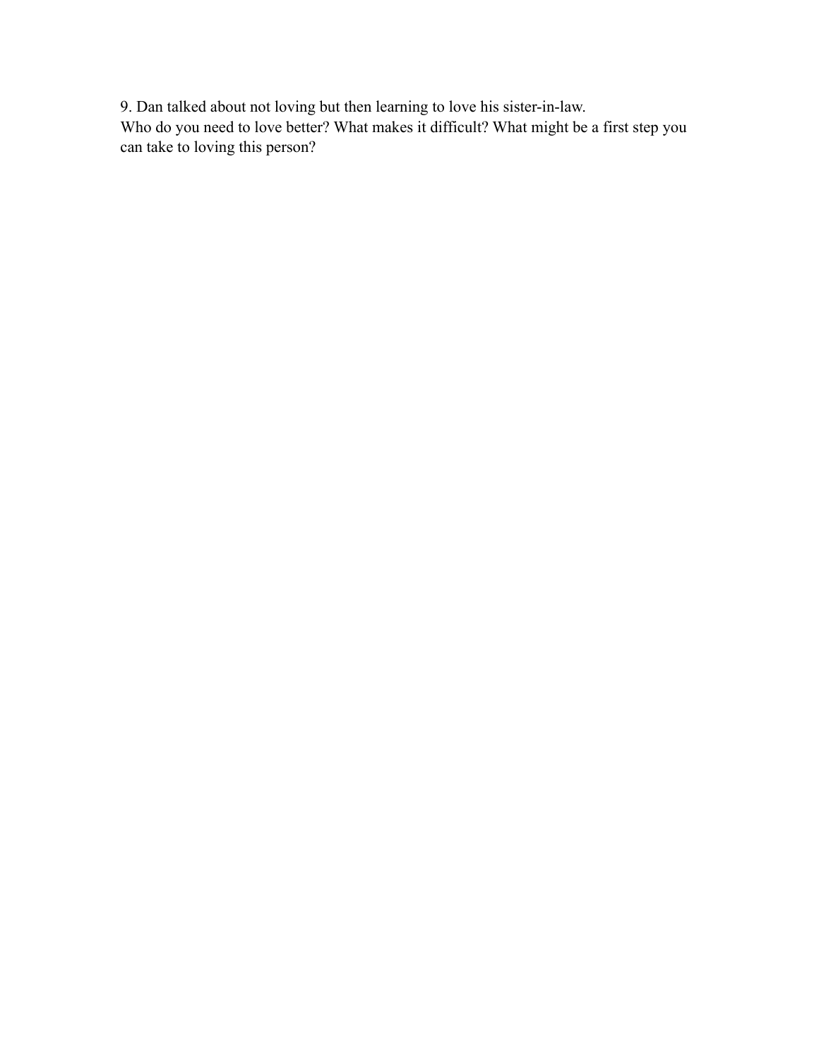9. Dan talked about not loving but then learning to love his sister-in-law.
Who do you need to love better? What makes it difficult? What might be a first step you can take to loving this person?